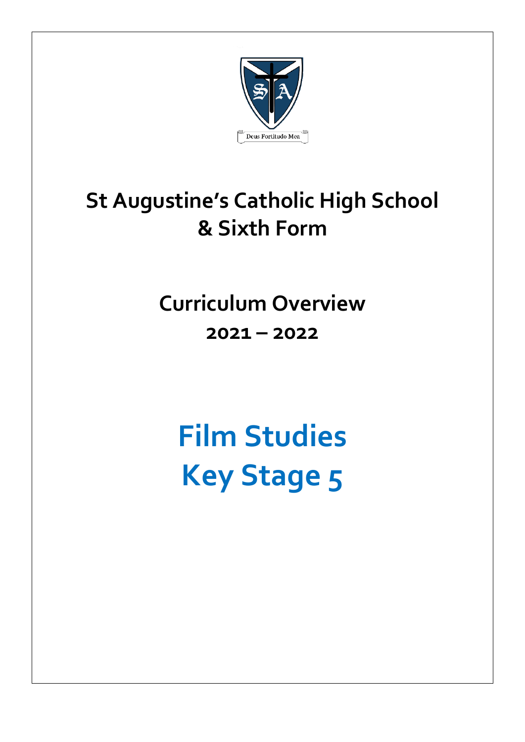Deus Fortitudo Mea

# St Augustine's Catholic High School & Sixth Form

## Curriculum Overview

### 2021 – 2022

# Film Studies
# Key Stage 5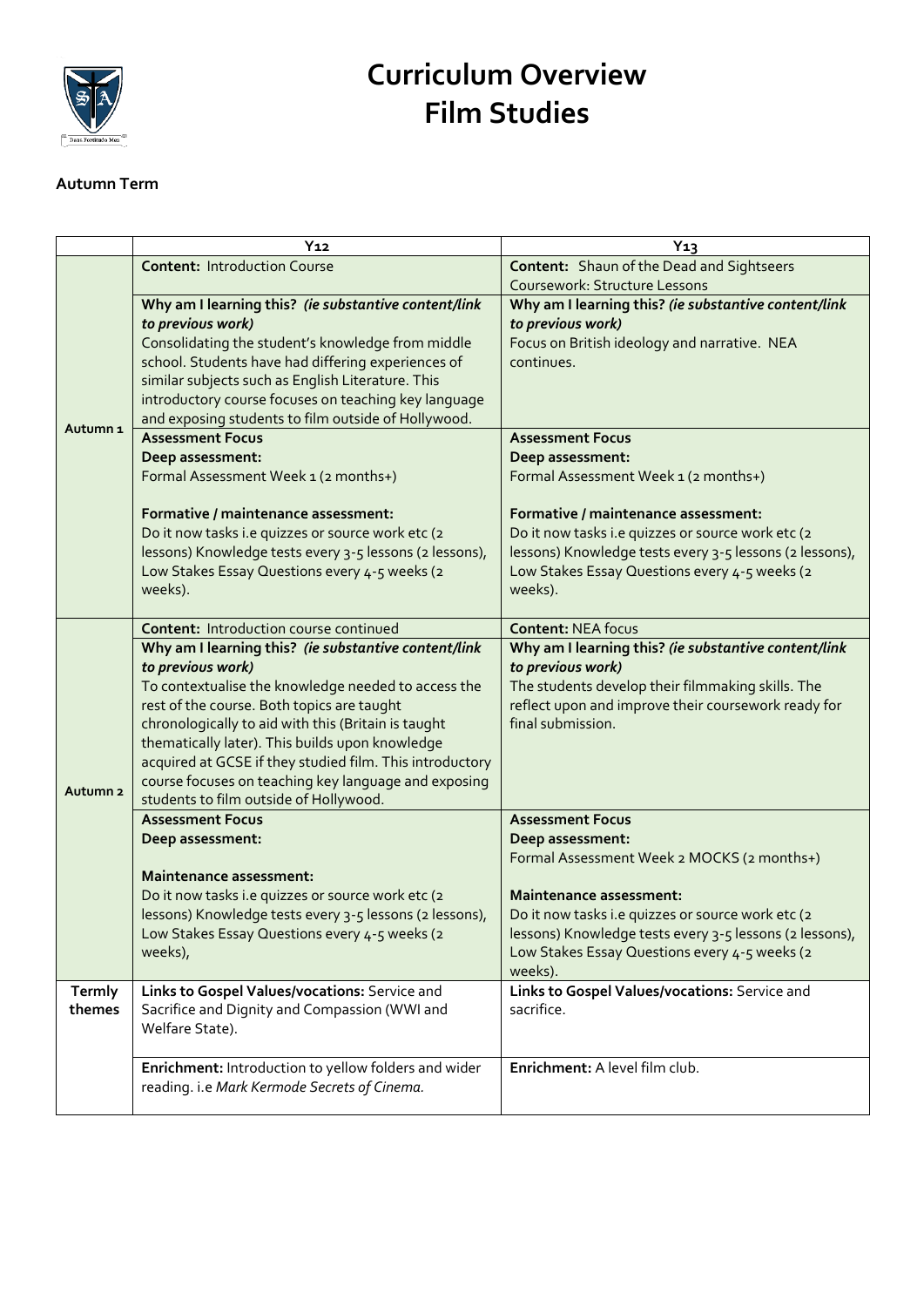# Curriculum Overview
# Film Studies

**Autumn Term**

| | Y12 | Y13 |
|---|---|---|
| **Autumn 1** | **Content:** Introduction Course | **Content:** Shaun of the Dead and Sightseers<br>Coursework: Structure Lessons |
| | **Why am I learning this?** ***(ie substantive content/link to previous work)***<br>Consolidating the student's knowledge from middle school. Students have had differing experiences of similar subjects such as English Literature. This introductory course focuses on teaching key language and exposing students to film outside of Hollywood. | **Why am I learning this?** ***(ie substantive content/link to previous work)***<br>Focus on British ideology and narrative. NEA continues. |
| | **Assessment Focus**<br>**Deep assessment:**<br>Formal Assessment Week 1 (2 months+)<br><br>**Formative / maintenance assessment:**<br>Do it now tasks i.e quizzes or source work etc (2 lessons) Knowledge tests every 3-5 lessons (2 lessons), Low Stakes Essay Questions every 4-5 weeks (2 weeks). | **Assessment Focus**<br>**Deep assessment:**<br>Formal Assessment Week 1 (2 months+)<br><br>**Formative / maintenance assessment:**<br>Do it now tasks i.e quizzes or source work etc (2 lessons) Knowledge tests every 3-5 lessons (2 lessons), Low Stakes Essay Questions every 4-5 weeks (2 weeks). |
| **Autumn 2** | **Content:** Introduction course continued | **Content:** NEA focus |
| | **Why am I learning this?** ***(ie substantive content/link to previous work)***<br>To contextualise the knowledge needed to access the rest of the course. Both topics are taught chronologically to aid with this (Britain is taught thematically later). This builds upon knowledge acquired at GCSE if they studied film. This introductory course focuses on teaching key language and exposing students to film outside of Hollywood. | **Why am I learning this?** ***(ie substantive content/link to previous work)***<br>The students develop their filmmaking skills. The reflect upon and improve their coursework ready for final submission. |
| | **Assessment Focus**<br>**Deep assessment:**<br><br>**Maintenance assessment:**<br>Do it now tasks i.e quizzes or source work etc (2 lessons) Knowledge tests every 3-5 lessons (2 lessons), Low Stakes Essay Questions every 4-5 weeks (2 weeks), | **Assessment Focus**<br>**Deep assessment:**<br>Formal Assessment Week 2 MOCKS (2 months+)<br><br>**Maintenance assessment:**<br>Do it now tasks i.e quizzes or source work etc (2 lessons) Knowledge tests every 3-5 lessons (2 lessons), Low Stakes Essay Questions every 4-5 weeks (2 weeks). |
| **Termly themes** | **Links to Gospel Values/vocations:** Service and Sacrifice and Dignity and Compassion (WWI and Welfare State). | **Links to Gospel Values/vocations:** Service and sacrifice. |
| | **Enrichment:** Introduction to yellow folders and wider reading. i.e *Mark Kermode Secrets of Cinema.* | **Enrichment:** A level film club. |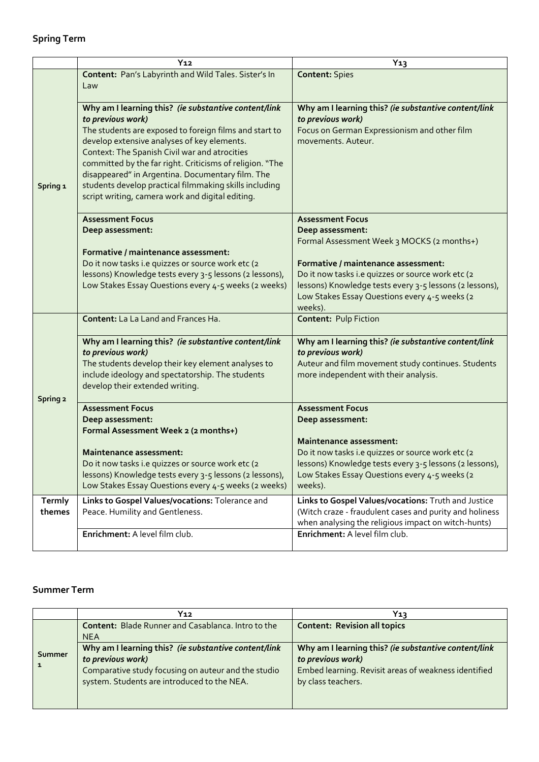## Spring Term

| | Y12 | Y13 |
|---|---|---|
| Spring 1 | **Content:** Pan's Labyrinth and Wild Tales. Sister's In Law | **Content:** Spies |
| | **Why am I learning this?** ***(ie substantive content/link to previous work)*** The students are exposed to foreign films and start to develop extensive analyses of key elements. Context: The Spanish Civil war and atrocities committed by the far right. Criticisms of religion. "The disappeared" in Argentina. Documentary film. The students develop practical filmmaking skills including script writing, camera work and digital editing. | **Why am I learning this?** ***(ie substantive content/link to previous work)*** Focus on German Expressionism and other film movements. Auteur. |
| | **Assessment Focus** **Deep assessment:** **Formative / maintenance assessment:** Do it now tasks i.e quizzes or source work etc (2 lessons) Knowledge tests every 3-5 lessons (2 lessons), Low Stakes Essay Questions every 4-5 weeks (2 weeks) | **Assessment Focus** **Deep assessment:** Formal Assessment Week 3 MOCKS (2 months+) **Formative / maintenance assessment:** Do it now tasks i.e quizzes or source work etc (2 lessons) Knowledge tests every 3-5 lessons (2 lessons), Low Stakes Essay Questions every 4-5 weeks (2 weeks). |
| Spring 2 | **Content:** La La Land and Frances Ha. | **Content:** Pulp Fiction |
| | **Why am I learning this?** ***(ie substantive content/link to previous work)*** The students develop their key element analyses to include ideology and spectatorship. The students develop their extended writing. | **Why am I learning this?** ***(ie substantive content/link to previous work)*** Auteur and film movement study continues. Students more independent with their analysis. |
| | **Assessment Focus** **Deep assessment:** **Formal Assessment Week 2 (2 months+)** **Maintenance assessment:** Do it now tasks i.e quizzes or source work etc (2 lessons) Knowledge tests every 3-5 lessons (2 lessons), Low Stakes Essay Questions every 4-5 weeks (2 weeks) | **Assessment Focus** **Deep assessment:** **Maintenance assessment:** Do it now tasks i.e quizzes or source work etc (2 lessons) Knowledge tests every 3-5 lessons (2 lessons), Low Stakes Essay Questions every 4-5 weeks (2 weeks). |
| **Termly themes** | **Links to Gospel Values/vocations:** Tolerance and Peace. Humility and Gentleness. | **Links to Gospel Values/vocations:** Truth and Justice (Witch craze - fraudulent cases and purity and holiness when analysing the religious impact on witch-hunts) |
| | **Enrichment:** A level film club. | **Enrichment:** A level film club. |

## Summer Term

| | Y12 | Y13 |
|---|---|---|
| Summer 1 | **Content:** Blade Runner and Casablanca. Intro to the NEA | **Content: Revision all topics** |
| | **Why am I learning this?** ***(ie substantive content/link to previous work)*** Comparative study focusing on auteur and the studio system. Students are introduced to the NEA. | **Why am I learning this?** ***(ie substantive content/link to previous work)*** Embed learning. Revisit areas of weakness identified by class teachers. |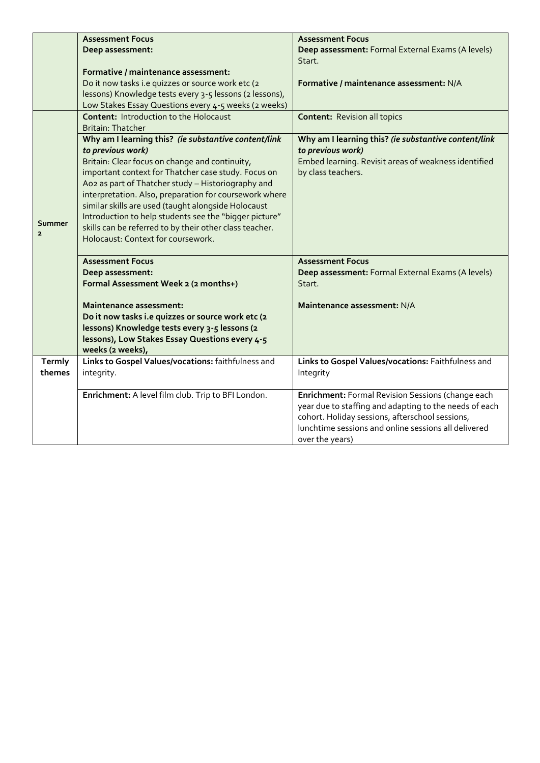| | | |
|---|---|---|
| | **Assessment Focus**<br>**Deep assessment:**<br><br>**Formative / maintenance assessment:**<br>Do it now tasks i.e quizzes or source work etc (2 lessons) Knowledge tests every 3-5 lessons (2 lessons), Low Stakes Essay Questions every 4-5 weeks (2 weeks) | **Assessment Focus**<br>**Deep assessment:** Formal External Exams (A levels) Start.<br><br>**Formative / maintenance assessment:** N/A |
| **Summer 2** | **Content:** Introduction to the Holocaust<br>Britain: Thatcher | **Content:** Revision all topics |
| | **Why am I learning this?** ***(ie substantive content/link to previous work)***<br>Britain: Clear focus on change and continuity, important context for Thatcher case study. Focus on Ao2 as part of Thatcher study – Historiography and interpretation. Also, preparation for coursework where similar skills are used (taught alongside Holocaust Introduction to help students see the "bigger picture" skills can be referred to by their other class teacher.<br>Holocaust: Context for coursework. | **Why am I learning this?** ***(ie substantive content/link to previous work)***<br>Embed learning. Revisit areas of weakness identified by class teachers. |
| | **Assessment Focus**<br>**Deep assessment:**<br>**Formal Assessment Week 2 (2 months+)**<br><br>**Maintenance assessment:**<br>**Do it now tasks i.e quizzes or source work etc (2 lessons) Knowledge tests every 3-5 lessons (2 lessons), Low Stakes Essay Questions every 4-5 weeks (2 weeks),** | **Assessment Focus**<br>**Deep assessment:** Formal External Exams (A levels) Start.<br><br>**Maintenance assessment:** N/A |
| **Termly themes** | **Links to Gospel Values/vocations:** faithfulness and integrity. | **Links to Gospel Values/vocations:** Faithfulness and Integrity |
| | **Enrichment:** A level film club. Trip to BFI London. | **Enrichment:** Formal Revision Sessions (change each year due to staffing and adapting to the needs of each cohort. Holiday sessions, afterschool sessions, lunchtime sessions and online sessions all delivered over the years) |